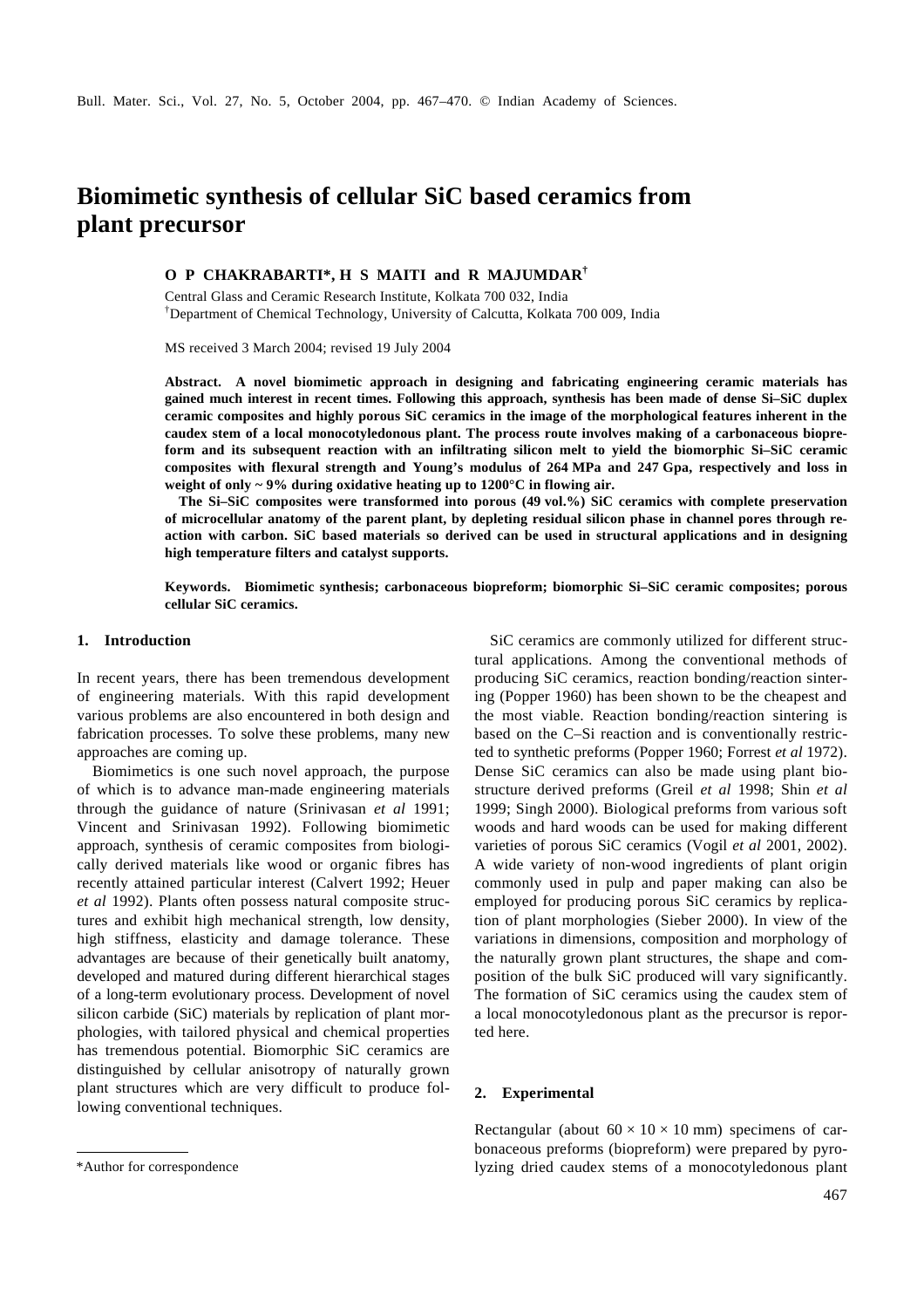# Biomimetic synthesis of cellular SiC based ceramics from plant precursor

**O P CHAKRABARTI\*, H S MAITI and R MAJUMDAR[†]**

Central Glass and Ceramic Research Institute, Kolkata 700 032, India
[†]Department of Chemical Technology, University of Calcutta, Kolkata 700 009, India

MS received 3 March 2004; revised 19 July 2004

**Abstract. A novel biomimetic approach in designing and fabricating engineering ceramic materials has gained much interest in recent times. Following this approach, synthesis has been made of dense Si–SiC duplex ceramic composites and highly porous SiC ceramics in the image of the morphological features inherent in the caudex stem of a local monocotyledonous plant. The process route involves making of a carbonaceous biopreform and its subsequent reaction with an infiltrating silicon melt to yield the biomorphic Si–SiC ceramic composites with flexural strength and Young's modulus of 264 MPa and 247 Gpa, respectively and loss in weight of only ~ 9% during oxidative heating up to 1200°C in flowing air.**

**The Si–SiC composites were transformed into porous (49 vol.%) SiC ceramics with complete preservation of microcellular anatomy of the parent plant, by depleting residual silicon phase in channel pores through reaction with carbon. SiC based materials so derived can be used in structural applications and in designing high temperature filters and catalyst supports.**

**Keywords. Biomimetic synthesis; carbonaceous biopreform; biomorphic Si–SiC ceramic composites; porous cellular SiC ceramics.**

## 1. Introduction

In recent years, there has been tremendous development of engineering materials. With this rapid development various problems are also encountered in both design and fabrication processes. To solve these problems, many new approaches are coming up.

Biomimetics is one such novel approach, the purpose of which is to advance man-made engineering materials through the guidance of nature (Srinivasan *et al* 1991; Vincent and Srinivasan 1992). Following biomimetic approach, synthesis of ceramic composites from biologically derived materials like wood or organic fibres has recently attained particular interest (Calvert 1992; Heuer *et al* 1992). Plants often possess natural composite structures and exhibit high mechanical strength, low density, high stiffness, elasticity and damage tolerance. These advantages are because of their genetically built anatomy, developed and matured during different hierarchical stages of a long-term evolutionary process. Development of novel silicon carbide (SiC) materials by replication of plant morphologies, with tailored physical and chemical properties has tremendous potential. Biomorphic SiC ceramics are distinguished by cellular anisotropy of naturally grown plant structures which are very difficult to produce following conventional techniques.

SiC ceramics are commonly utilized for different structural applications. Among the conventional methods of producing SiC ceramics, reaction bonding/reaction sintering (Popper 1960) has been shown to be the cheapest and the most viable. Reaction bonding/reaction sintering is based on the C–Si reaction and is conventionally restricted to synthetic preforms (Popper 1960; Forrest *et al* 1972). Dense SiC ceramics can also be made using plant biostructure derived preforms (Greil *et al* 1998; Shin *et al* 1999; Singh 2000). Biological preforms from various soft woods and hard woods can be used for making different varieties of porous SiC ceramics (Vogil *et al* 2001, 2002). A wide variety of non-wood ingredients of plant origin commonly used in pulp and paper making can also be employed for producing porous SiC ceramics by replication of plant morphologies (Sieber 2000). In view of the variations in dimensions, composition and morphology of the naturally grown plant structures, the shape and composition of the bulk SiC produced will vary significantly. The formation of SiC ceramics using the caudex stem of a local monocotyledonous plant as the precursor is reported here.

## 2. Experimental

Rectangular (about $60 \times 10 \times 10$ mm) specimens of carbonaceous preforms (biopreform) were prepared by pyrolyzing dried caudex stems of a monocotyledonous plant

\*Author for correspondence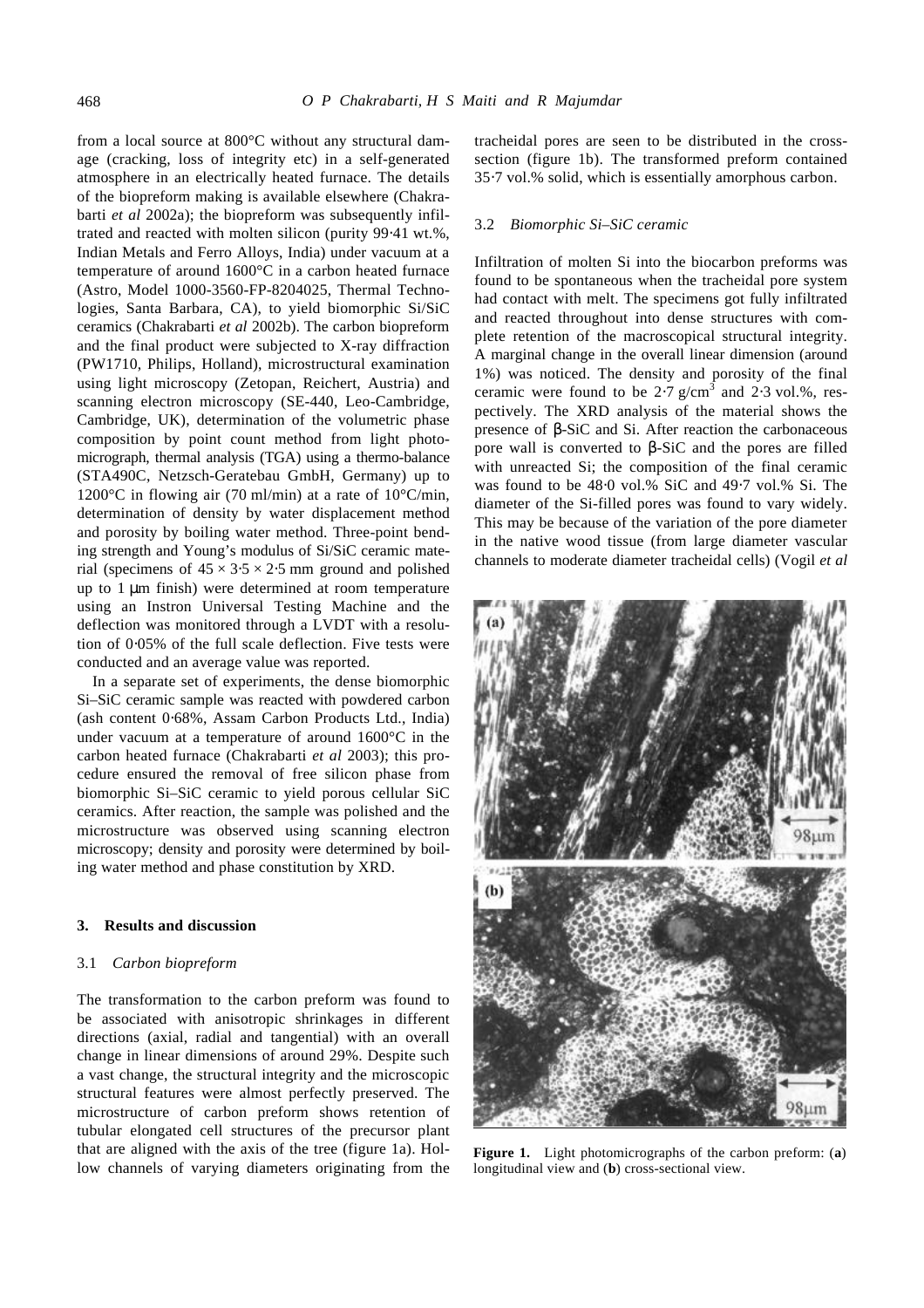from a local source at 800°C without any structural damage (cracking, loss of integrity etc) in a self-generated atmosphere in an electrically heated furnace. The details of the biopreform making is available elsewhere (Chakrabarti *et al* 2002a); the biopreform was subsequently infiltrated and reacted with molten silicon (purity 99·41 wt.%, Indian Metals and Ferro Alloys, India) under vacuum at a temperature of around 1600°C in a carbon heated furnace (Astro, Model 1000-3560-FP-8204025, Thermal Technologies, Santa Barbara, CA), to yield biomorphic Si/SiC ceramics (Chakrabarti *et al* 2002b). The carbon biopreform and the final product were subjected to X-ray diffraction (PW1710, Philips, Holland), microstructural examination using light microscopy (Zetopan, Reichert, Austria) and scanning electron microscopy (SE-440, Leo-Cambridge, Cambridge, UK), determination of the volumetric phase composition by point count method from light photomicrograph, thermal analysis (TGA) using a thermo-balance (STA490C, Netzsch-Geratebau GmbH, Germany) up to 1200°C in flowing air (70 ml/min) at a rate of 10°C/min, determination of density by water displacement method and porosity by boiling water method. Three-point bending strength and Young's modulus of Si/SiC ceramic material (specimens of $45 \times 3{\cdot}5 \times 2{\cdot}5$ mm ground and polished up to 1 μm finish) were determined at room temperature using an Instron Universal Testing Machine and the deflection was monitored through a LVDT with a resolution of 0·05% of the full scale deflection. Five tests were conducted and an average value was reported.

In a separate set of experiments, the dense biomorphic Si–SiC ceramic sample was reacted with powdered carbon (ash content 0·68%, Assam Carbon Products Ltd., India) under vacuum at a temperature of around 1600°C in the carbon heated furnace (Chakrabarti *et al* 2003); this procedure ensured the removal of free silicon phase from biomorphic Si–SiC ceramic to yield porous cellular SiC ceramics. After reaction, the sample was polished and the microstructure was observed using scanning electron microscopy; density and porosity were determined by boiling water method and phase constitution by XRD.

## 3. Results and discussion

### 3.1 *Carbon biopreform*

The transformation to the carbon preform was found to be associated with anisotropic shrinkages in different directions (axial, radial and tangential) with an overall change in linear dimensions of around 29%. Despite such a vast change, the structural integrity and the microscopic structural features were almost perfectly preserved. The microstructure of carbon preform shows retention of tubular elongated cell structures of the precursor plant that are aligned with the axis of the tree (figure 1a). Hollow channels of varying diameters originating from the tracheidal pores are seen to be distributed in the cross-section (figure 1b). The transformed preform contained 35·7 vol.% solid, which is essentially amorphous carbon.

### 3.2 *Biomorphic Si–SiC ceramic*

Infiltration of molten Si into the biocarbon preforms was found to be spontaneous when the tracheidal pore system had contact with melt. The specimens got fully infiltrated and reacted throughout into dense structures with complete retention of the macroscopical structural integrity. A marginal change in the overall linear dimension (around 1%) was noticed. The density and porosity of the final ceramic were found to be 2·7 g/cm$^3$ and 2·3 vol.%, respectively. The XRD analysis of the material shows the presence of β-SiC and Si. After reaction the carbonaceous pore wall is converted to β-SiC and the pores are filled with unreacted Si; the composition of the final ceramic was found to be 48·0 vol.% SiC and 49·7 vol.% Si. The diameter of the Si-filled pores was found to vary widely. This may be because of the variation of the pore diameter in the native wood tissue (from large diameter vascular channels to moderate diameter tracheidal cells) (Vogil *et al*

**Figure 1.** Light photomicrographs of the carbon preform: (**a**) longitudinal view and (**b**) cross-sectional view.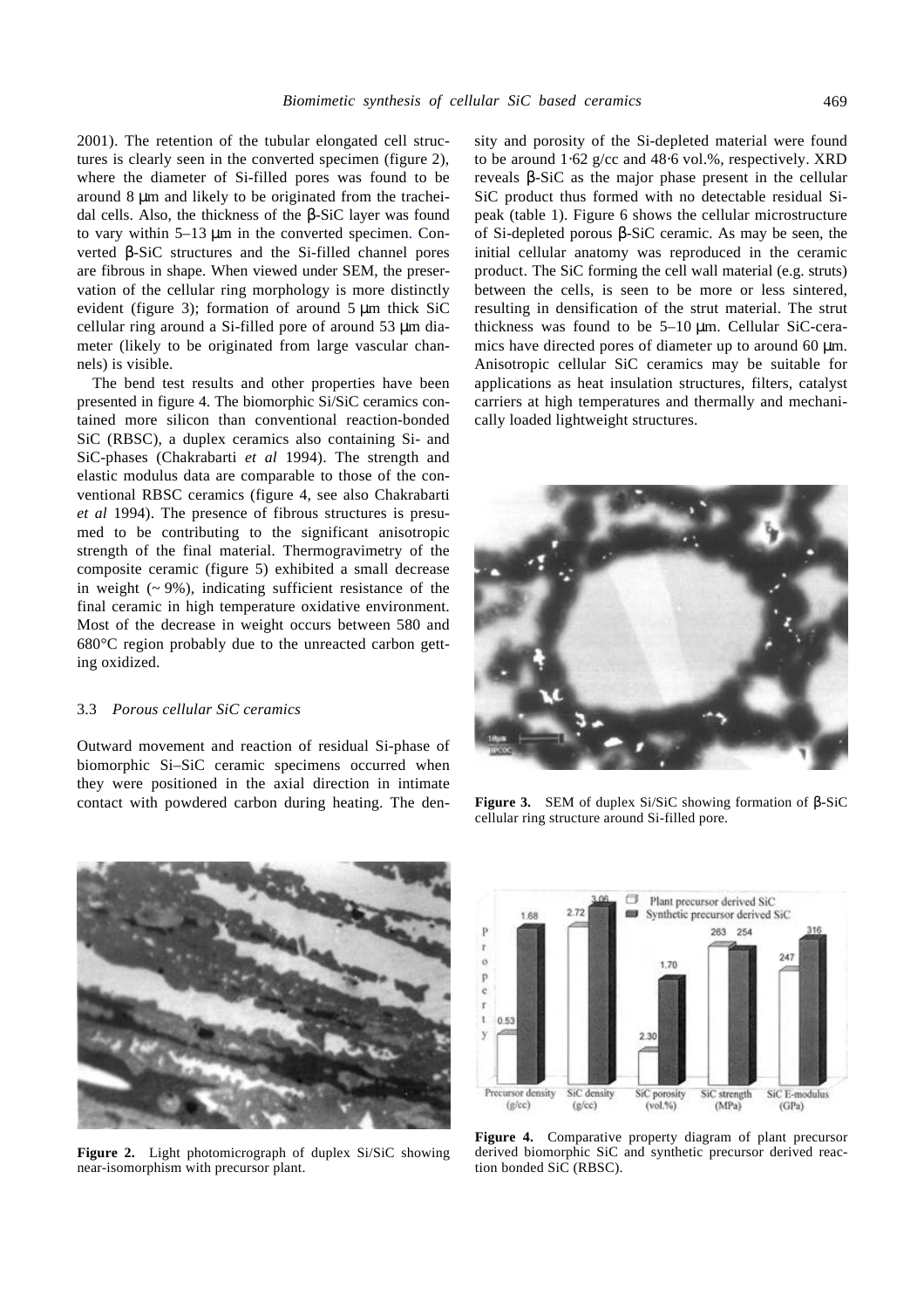2001). The retention of the tubular elongated cell structures is clearly seen in the converted specimen (figure 2), where the diameter of Si-filled pores was found to be around 8 μm and likely to be originated from the tracheidal cells. Also, the thickness of the β-SiC layer was found to vary within 5–13 μm in the converted specimen. Converted β-SiC structures and the Si-filled channel pores are fibrous in shape. When viewed under SEM, the preservation of the cellular ring morphology is more distinctly evident (figure 3); formation of around 5 μm thick SiC cellular ring around a Si-filled pore of around 53 μm diameter (likely to be originated from large vascular channels) is visible.

The bend test results and other properties have been presented in figure 4. The biomorphic Si/SiC ceramics contained more silicon than conventional reaction-bonded SiC (RBSC), a duplex ceramics also containing Si- and SiC-phases (Chakrabarti *et al* 1994). The strength and elastic modulus data are comparable to those of the conventional RBSC ceramics (figure 4, see also Chakrabarti *et al* 1994). The presence of fibrous structures is presumed to be contributing to the significant anisotropic strength of the final material. Thermogravimetry of the composite ceramic (figure 5) exhibited a small decrease in weight (~ 9%), indicating sufficient resistance of the final ceramic in high temperature oxidative environment. Most of the decrease in weight occurs between 580 and 680°C region probably due to the unreacted carbon getting oxidized.

### 3.3 *Porous cellular SiC ceramics*

Outward movement and reaction of residual Si-phase of biomorphic Si–SiC ceramic specimens occurred when they were positioned in the axial direction in intimate contact with powdered carbon during heating. The density and porosity of the Si-depleted material were found to be around 1·62 g/cc and 48·6 vol.%, respectively. XRD reveals β-SiC as the major phase present in the cellular SiC product thus formed with no detectable residual Si-peak (table 1). Figure 6 shows the cellular microstructure of Si-depleted porous β-SiC ceramic. As may be seen, the initial cellular anatomy was reproduced in the ceramic product. The SiC forming the cell wall material (e.g. struts) between the cells, is seen to be more or less sintered, resulting in densification of the strut material. The strut thickness was found to be 5–10 μm. Cellular SiC-ceramics have directed pores of diameter up to around 60 μm. Anisotropic cellular SiC ceramics may be suitable for applications as heat insulation structures, filters, catalyst carriers at high temperatures and thermally and mechanically loaded lightweight structures.

**Figure 3.** SEM of duplex Si/SiC showing formation of β-SiC cellular ring structure around Si-filled pore.

**Figure 2.** Light photomicrograph of duplex Si/SiC showing near-isomorphism with precursor plant.

**Figure 4.** Comparative property diagram of plant precursor derived biomorphic SiC and synthetic precursor derived reaction bonded SiC (RBSC).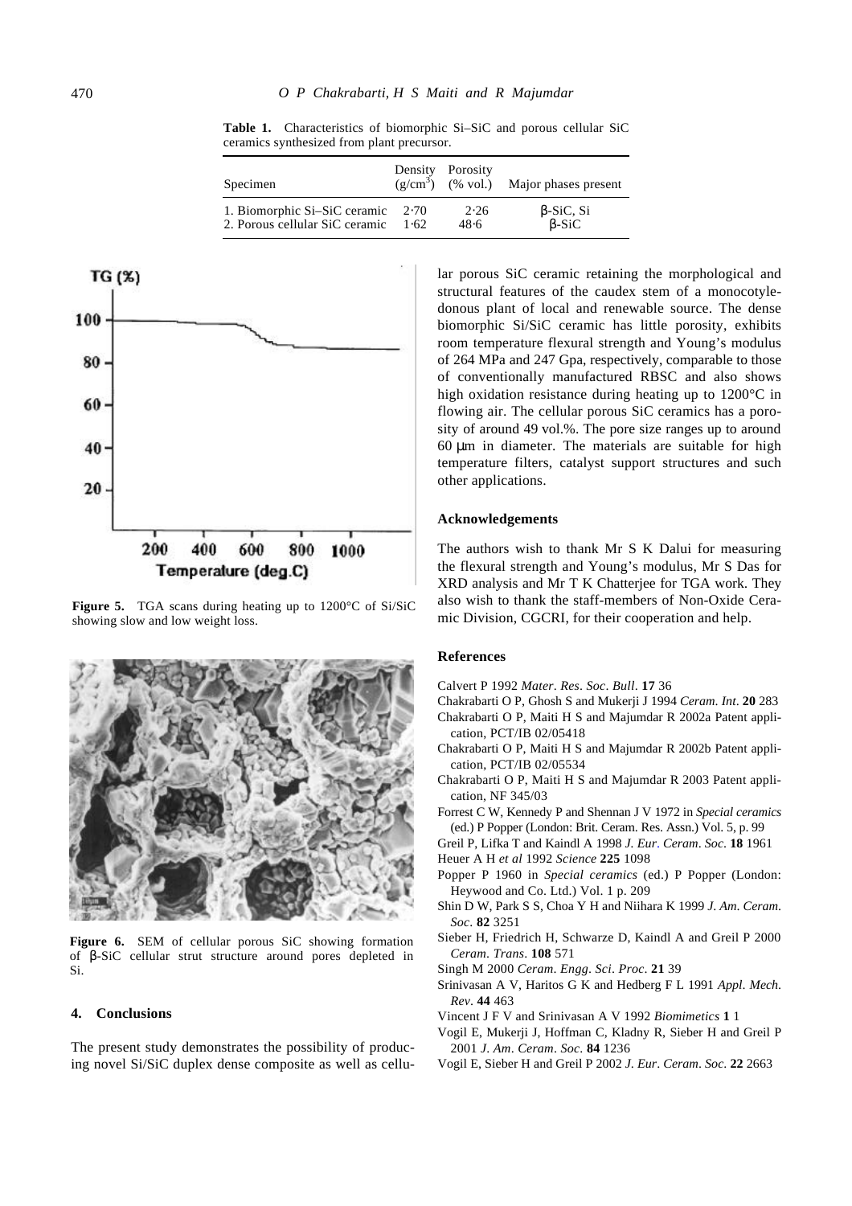**Table 1.** Characteristics of biomorphic Si–SiC and porous cellular SiC ceramics synthesized from plant precursor.

| Specimen | Density ($g/cm^3$) | Porosity (% vol.) | Major phases present |
|---|---|---|---|
| 1. Biomorphic Si–SiC ceramic | 2·70 | 2·26 | β-SiC, Si |
| 2. Porous cellular SiC ceramic | 1·62 | 48·6 | β-SiC |

TG (%)

100
80
60
40
20

200 400 600 800 1000

Temperature (deg.C)

**Figure 5.** TGA scans during heating up to 1200°C of Si/SiC showing slow and low weight loss.

**Figure 6.** SEM of cellular porous SiC showing formation of β-SiC cellular strut structure around pores depleted in Si.

## 4. Conclusions

The present study demonstrates the possibility of producing novel Si/SiC duplex dense composite as well as cellular porous SiC ceramic retaining the morphological and structural features of the caudex stem of a monocotyledonous plant of local and renewable source. The dense biomorphic Si/SiC ceramic has little porosity, exhibits room temperature flexural strength and Young's modulus of 264 MPa and 247 Gpa, respectively, comparable to those of conventionally manufactured RBSC and also shows high oxidation resistance during heating up to 1200°C in flowing air. The cellular porous SiC ceramics has a porosity of around 49 vol.%. The pore size ranges up to around 60 μm in diameter. The materials are suitable for high temperature filters, catalyst support structures and such other applications.

## Acknowledgements

The authors wish to thank Mr S K Dalui for measuring the flexural strength and Young's modulus, Mr S Das for XRD analysis and Mr T K Chatterjee for TGA work. They also wish to thank the staff-members of Non-Oxide Ceramic Division, CGCRI, for their cooperation and help.

## References

Calvert P 1992 *Mater. Res. Soc. Bull.* **17** 36

Chakrabarti O P, Ghosh S and Mukerji J 1994 *Ceram. Int.* **20** 283

Chakrabarti O P, Maiti H S and Majumdar R 2002a Patent application, PCT/IB 02/05418

Chakrabarti O P, Maiti H S and Majumdar R 2002b Patent application, PCT/IB 02/05534

Chakrabarti O P, Maiti H S and Majumdar R 2003 Patent application, NF 345/03

Forrest C W, Kennedy P and Shennan J V 1972 in *Special ceramics* (ed.) P Popper (London: Brit. Ceram. Res. Assn.) Vol. 5, p. 99

Greil P, Lifka T and Kaindl A 1998 *J. Eur. Ceram. Soc.* **18** 1961

Heuer A H *et al* 1992 *Science* **225** 1098

Popper P 1960 in *Special ceramics* (ed.) P Popper (London: Heywood and Co. Ltd.) Vol. 1 p. 209

Shin D W, Park S S, Choa Y H and Niihara K 1999 *J. Am. Ceram. Soc.* **82** 3251

Sieber H, Friedrich H, Schwarze D, Kaindl A and Greil P 2000 *Ceram. Trans.* **108** 571

Singh M 2000 *Ceram. Engg. Sci. Proc.* **21** 39

Srinivasan A V, Haritos G K and Hedberg F L 1991 *Appl. Mech. Rev.* **44** 463

Vincent J F V and Srinivasan A V 1992 *Biomimetics* **1** 1

Vogil E, Mukerji J, Hoffman C, Kladny R, Sieber H and Greil P 2001 *J. Am. Ceram. Soc.* **84** 1236

Vogil E, Sieber H and Greil P 2002 *J. Eur. Ceram. Soc.* **22** 2663